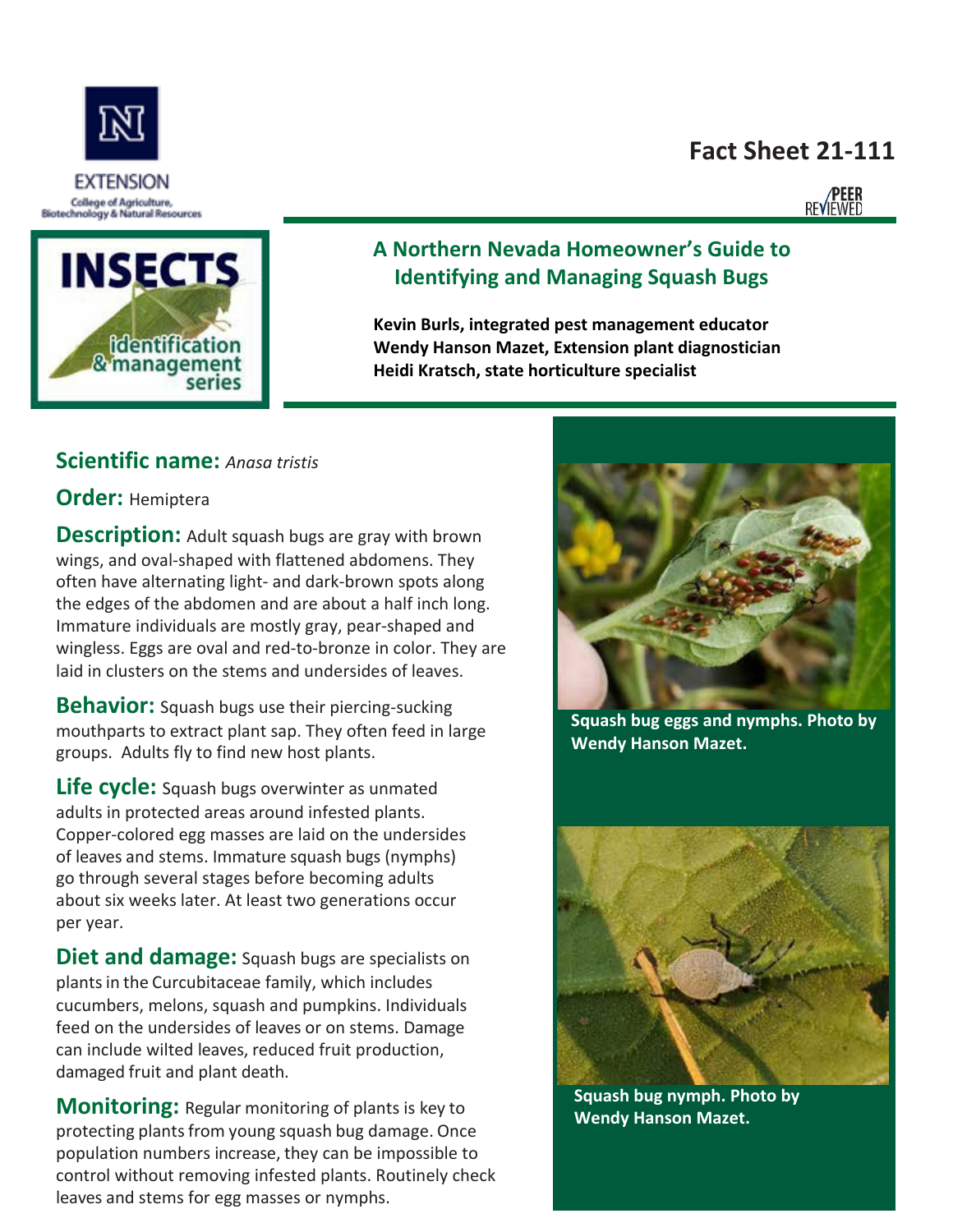Fact Sheet 21-111

PEER REVIEWED

# A Northern Nevada Homeowner's Guide to Identifying and Managing Squash Bugs

**Kevin Burls, integrated pest management educator**
**Wendy Hanson Mazet, Extension plant diagnostician**
**Heidi Kratsch, state horticulture specialist**

**Scientific name:** *Anasa tristis*

**Order:** Hemiptera

**Description:** Adult squash bugs are gray with brown wings, and oval-shaped with flattened abdomens. They often have alternating light- and dark-brown spots along the edges of the abdomen and are about a half inch long. Immature individuals are mostly gray, pear-shaped and wingless. Eggs are oval and red-to-bronze in color. They are laid in clusters on the stems and undersides of leaves.

**Behavior:** Squash bugs use their piercing-sucking mouthparts to extract plant sap. They often feed in large groups. Adults fly to find new host plants.

**Life cycle:** Squash bugs overwinter as unmated adults in protected areas around infested plants. Copper-colored egg masses are laid on the undersides of leaves and stems. Immature squash bugs (nymphs) go through several stages before becoming adults about six weeks later. At least two generations occur per year.

**Diet and damage:** Squash bugs are specialists on plants in the Curcubitaceae family, which includes cucumbers, melons, squash and pumpkins. Individuals feed on the undersides of leaves or on stems. Damage can include wilted leaves, reduced fruit production, damaged fruit and plant death.

**Monitoring:** Regular monitoring of plants is key to protecting plants from young squash bug damage. Once population numbers increase, they can be impossible to control without removing infested plants. Routinely check leaves and stems for egg masses or nymphs.

**Squash bug eggs and nymphs. Photo by Wendy Hanson Mazet.**

**Squash bug nymph. Photo by Wendy Hanson Mazet.**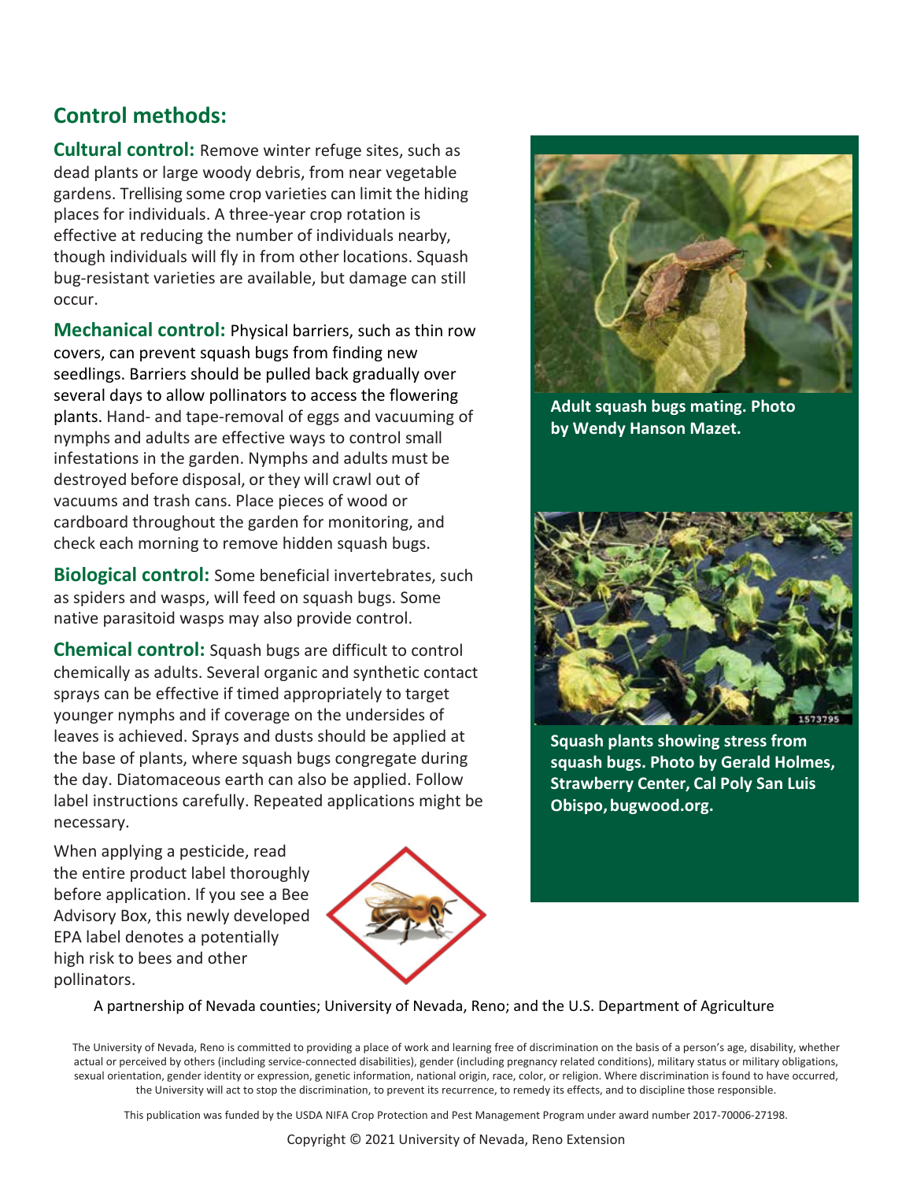## Control methods:

**Cultural control:** Remove winter refuge sites, such as dead plants or large woody debris, from near vegetable gardens. Trellising some crop varieties can limit the hiding places for individuals. A three-year crop rotation is effective at reducing the number of individuals nearby, though individuals will fly in from other locations. Squash bug-resistant varieties are available, but damage can still occur.

**Mechanical control:** Physical barriers, such as thin row covers, can prevent squash bugs from finding new seedlings. Barriers should be pulled back gradually over several days to allow pollinators to access the flowering plants. Hand- and tape-removal of eggs and vacuuming of nymphs and adults are effective ways to control small infestations in the garden. Nymphs and adults must be destroyed before disposal, or they will crawl out of vacuums and trash cans. Place pieces of wood or cardboard throughout the garden for monitoring, and check each morning to remove hidden squash bugs.

**Biological control:** Some beneficial invertebrates, such as spiders and wasps, will feed on squash bugs. Some native parasitoid wasps may also provide control.

**Chemical control:** Squash bugs are difficult to control chemically as adults. Several organic and synthetic contact sprays can be effective if timed appropriately to target younger nymphs and if coverage on the undersides of leaves is achieved. Sprays and dusts should be applied at the base of plants, where squash bugs congregate during the day. Diatomaceous earth can also be applied. Follow label instructions carefully. Repeated applications might be necessary.

When applying a pesticide, read the entire product label thoroughly before application. If you see a Bee Advisory Box, this newly developed EPA label denotes a potentially high risk to bees and other pollinators.

**Adult squash bugs mating. Photo by Wendy Hanson Mazet.**

**Squash plants showing stress from squash bugs. Photo by Gerald Holmes, Strawberry Center, Cal Poly San Luis Obispo, bugwood.org.**

A partnership of Nevada counties; University of Nevada, Reno; and the U.S. Department of Agriculture

The University of Nevada, Reno is committed to providing a place of work and learning free of discrimination on the basis of a person's age, disability, whether actual or perceived by others (including service-connected disabilities), gender (including pregnancy related conditions), military status or military obligations, sexual orientation, gender identity or expression, genetic information, national origin, race, color, or religion. Where discrimination is found to have occurred, the University will act to stop the discrimination, to prevent its recurrence, to remedy its effects, and to discipline those responsible.

This publication was funded by the USDA NIFA Crop Protection and Pest Management Program under award number 2017-70006-27198.

Copyright © 2021 University of Nevada, Reno Extension